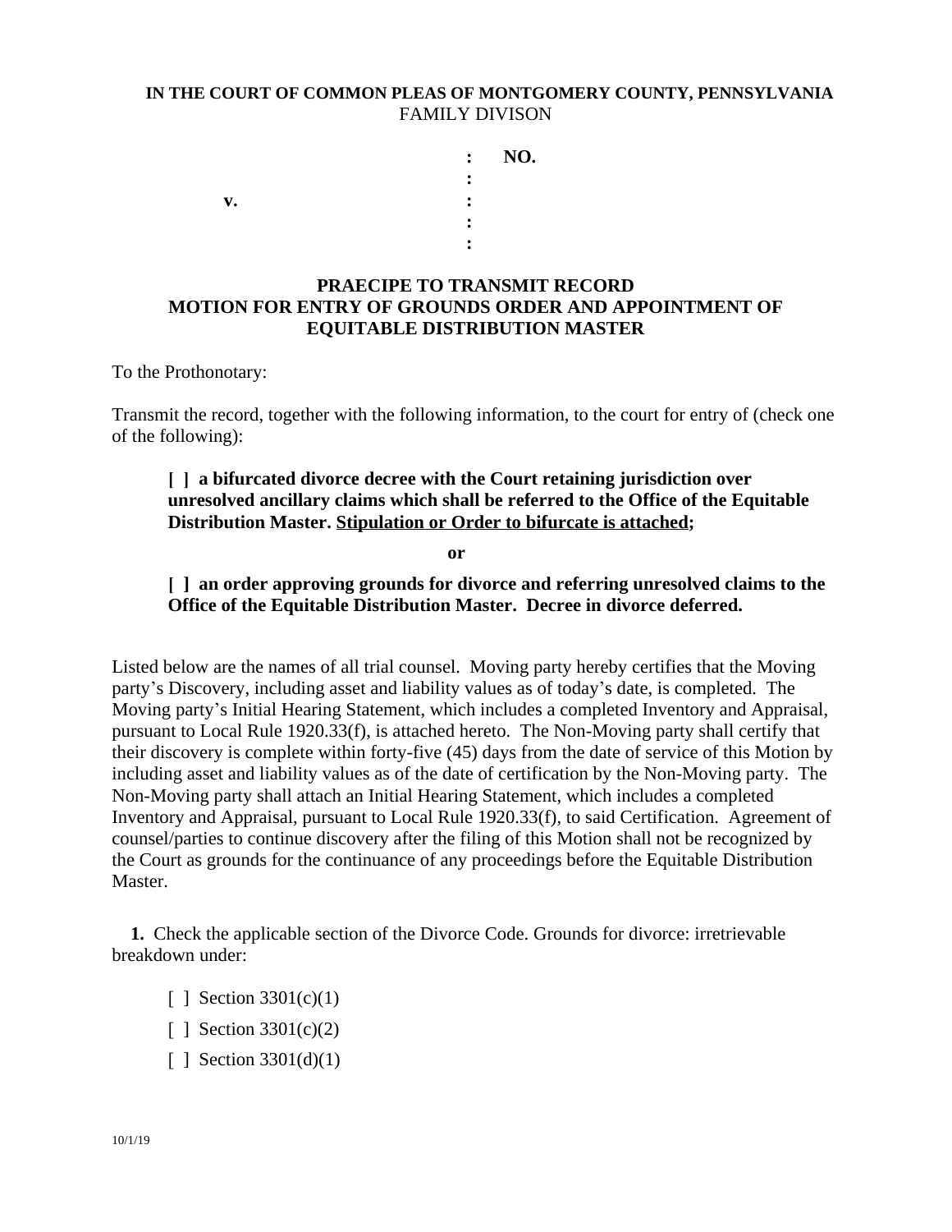**IN THE COURT OF COMMON PLEAS OF MONTGOMERY COUNTY, PENNSYLVANIA**
FAMILY DIVISON

| | | |
|---|---|---|
| | : | **NO.** |
| | : | |
| **v.** | : | |
| | : | |
| | : | |

**PRAECIPE TO TRANSMIT RECORD**
**MOTION FOR ENTRY OF GROUNDS ORDER AND APPOINTMENT OF EQUITABLE DISTRIBUTION MASTER**

To the Prothonotary:

Transmit the record, together with the following information, to the court for entry of (check one of the following):

**[ ] a bifurcated divorce decree with the Court retaining jurisdiction over unresolved ancillary claims which shall be referred to the Office of the Equitable Distribution Master. Stipulation or Order to bifurcate is attached;**

**or**

**[ ] an order approving grounds for divorce and referring unresolved claims to the Office of the Equitable Distribution Master. Decree in divorce deferred.**

Listed below are the names of all trial counsel. Moving party hereby certifies that the Moving party's Discovery, including asset and liability values as of today's date, is completed. The Moving party's Initial Hearing Statement, which includes a completed Inventory and Appraisal, pursuant to Local Rule 1920.33(f), is attached hereto. The Non-Moving party shall certify that their discovery is complete within forty-five (45) days from the date of service of this Motion by including asset and liability values as of the date of certification by the Non-Moving party. The Non-Moving party shall attach an Initial Hearing Statement, which includes a completed Inventory and Appraisal, pursuant to Local Rule 1920.33(f), to said Certification. Agreement of counsel/parties to continue discovery after the filing of this Motion shall not be recognized by the Court as grounds for the continuance of any proceedings before the Equitable Distribution Master.

**1.** Check the applicable section of the Divorce Code. Grounds for divorce: irretrievable breakdown under:

[ ] Section 3301(c)(1)

[ ] Section 3301(c)(2)

[ ] Section 3301(d)(1)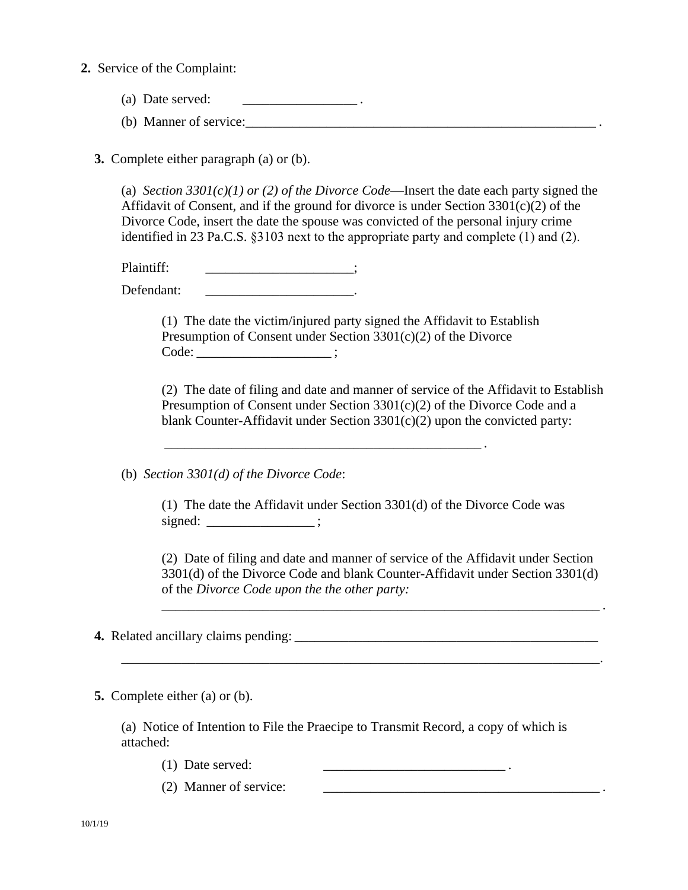**2.** Service of the Complaint:

(a) Date served: _________________ .

(b) Manner of service:_______________________________________________________ .

**3.** Complete either paragraph (a) or (b).

(a) *Section 3301(c)(1) or (2) of the Divorce Code*—Insert the date each party signed the Affidavit of Consent, and if the ground for divorce is under Section 3301(c)(2) of the Divorce Code, insert the date the spouse was convicted of the personal injury crime identified in 23 Pa.C.S. §3103 next to the appropriate party and complete (1) and (2).

Plaintiff: ______________________;

Defendant: ______________________.

(1) The date the victim/injured party signed the Affidavit to Establish Presumption of Consent under Section 3301(c)(2) of the Divorce Code: ____________________ ;

(2) The date of filing and date and manner of service of the Affidavit to Establish Presumption of Consent under Section 3301(c)(2) of the Divorce Code and a blank Counter-Affidavit under Section 3301(c)(2) upon the convicted party:

_________________________________________________ .

(b) *Section 3301(d) of the Divorce Code*:

(1) The date the Affidavit under Section 3301(d) of the Divorce Code was signed: ________________ ;

(2) Date of filing and date and manner of service of the Affidavit under Section 3301(d) of the Divorce Code and blank Counter-Affidavit under Section 3301(d) of the *Divorce Code upon the the other party:*

_____________________________________________________________________ .

**4.** Related ancillary claims pending: _______________________________________________

_________________________________________________________________________.

**5.** Complete either (a) or (b).

(a) Notice of Intention to File the Praecipe to Transmit Record, a copy of which is attached:

(1) Date served: ___________________________ .

(2) Manner of service: ___________________________________________ .

10/1/19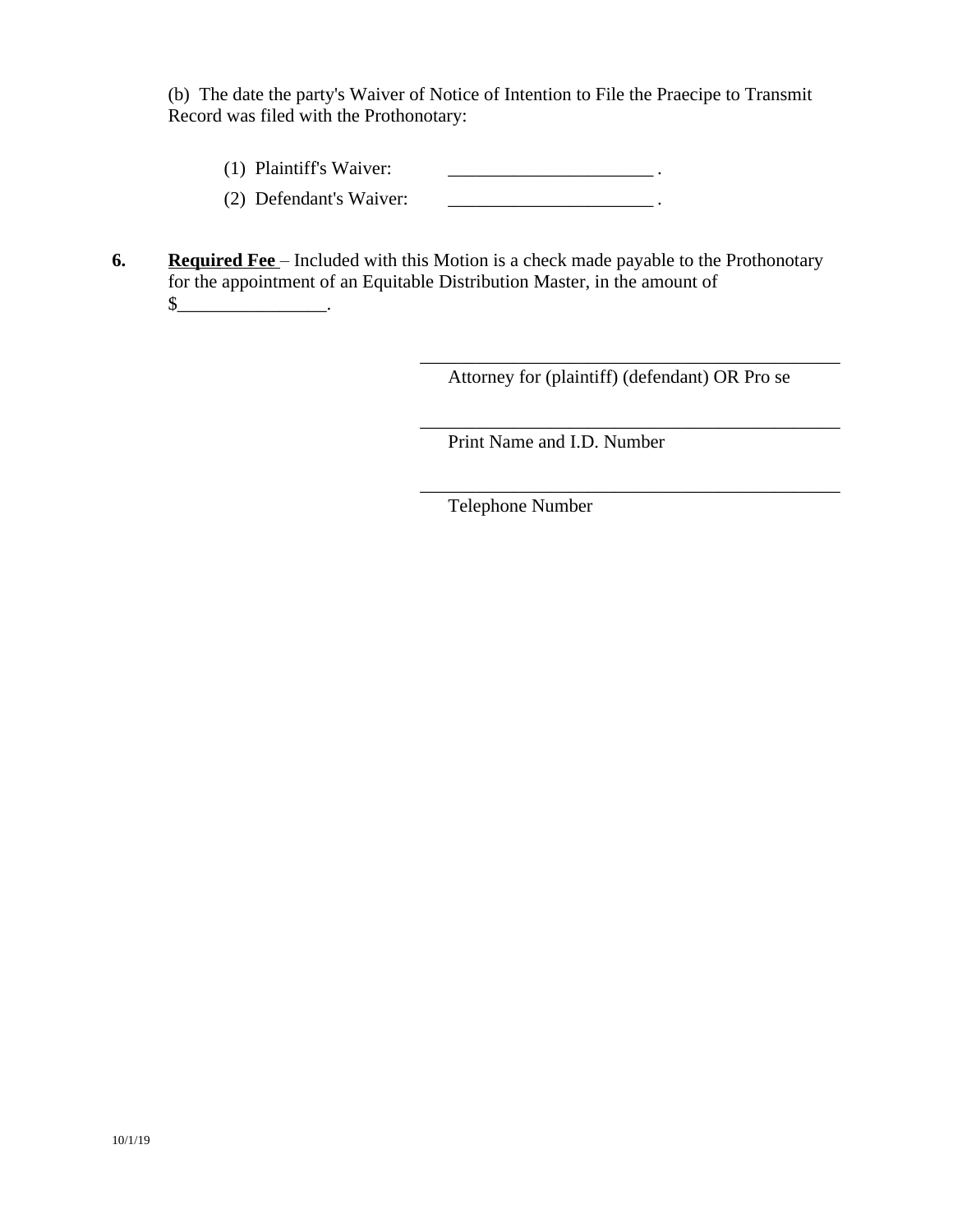(b) The date the party's Waiver of Notice of Intention to File the Praecipe to Transmit Record was filed with the Prothonotary:

(1) Plaintiff's Waiver: ______________________ .

(2) Defendant's Waiver: ______________________ .

**6.** **Required Fee** – Included with this Motion is a check made payable to the Prothonotary for the appointment of an Equitable Distribution Master, in the amount of $________________.

_______________________________________________
Attorney for (plaintiff) (defendant) OR Pro se

_______________________________________________
Print Name and I.D. Number

_______________________________________________
Telephone Number

10/1/19